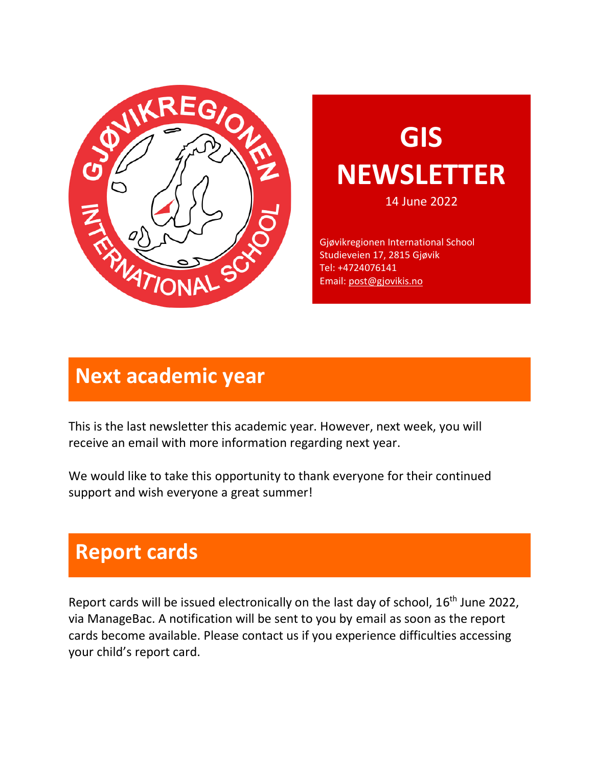# GIS NEWSLETTER

14 June 2022

Gjøvikregionen International School
Studieveien 17, 2815 Gjøvik
Tel: +4724076141
Email: post@gjovikis.no

## Next academic year

This is the last newsletter this academic year. However, next week, you will receive an email with more information regarding next year.

We would like to take this opportunity to thank everyone for their continued support and wish everyone a great summer!

## Report cards

Report cards will be issued electronically on the last day of school, 16th June 2022, via ManageBac. A notification will be sent to you by email as soon as the report cards become available. Please contact us if you experience difficulties accessing your child's report card.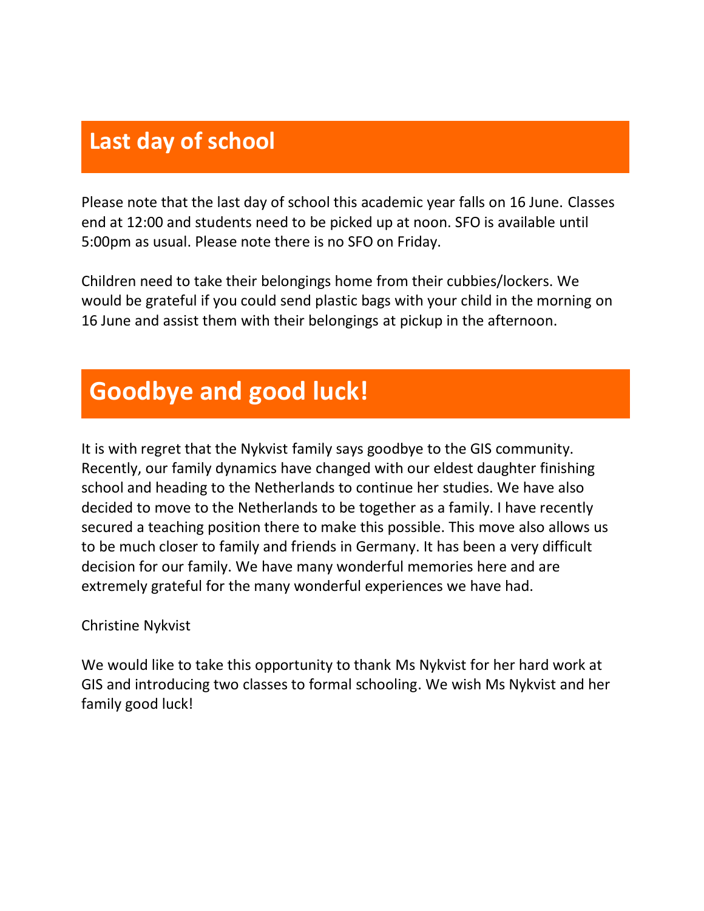## Last day of school

Please note that the last day of school this academic year falls on 16 June. Classes end at 12:00 and students need to be picked up at noon. SFO is available until 5:00pm as usual. Please note there is no SFO on Friday.

Children need to take their belongings home from their cubbies/lockers. We would be grateful if you could send plastic bags with your child in the morning on 16 June and assist them with their belongings at pickup in the afternoon.

## Goodbye and good luck!

It is with regret that the Nykvist family says goodbye to the GIS community. Recently, our family dynamics have changed with our eldest daughter finishing school and heading to the Netherlands to continue her studies. We have also decided to move to the Netherlands to be together as a family. I have recently secured a teaching position there to make this possible. This move also allows us to be much closer to family and friends in Germany. It has been a very difficult decision for our family. We have many wonderful memories here and are extremely grateful for the many wonderful experiences we have had.

Christine Nykvist

We would like to take this opportunity to thank Ms Nykvist for her hard work at GIS and introducing two classes to formal schooling. We wish Ms Nykvist and her family good luck!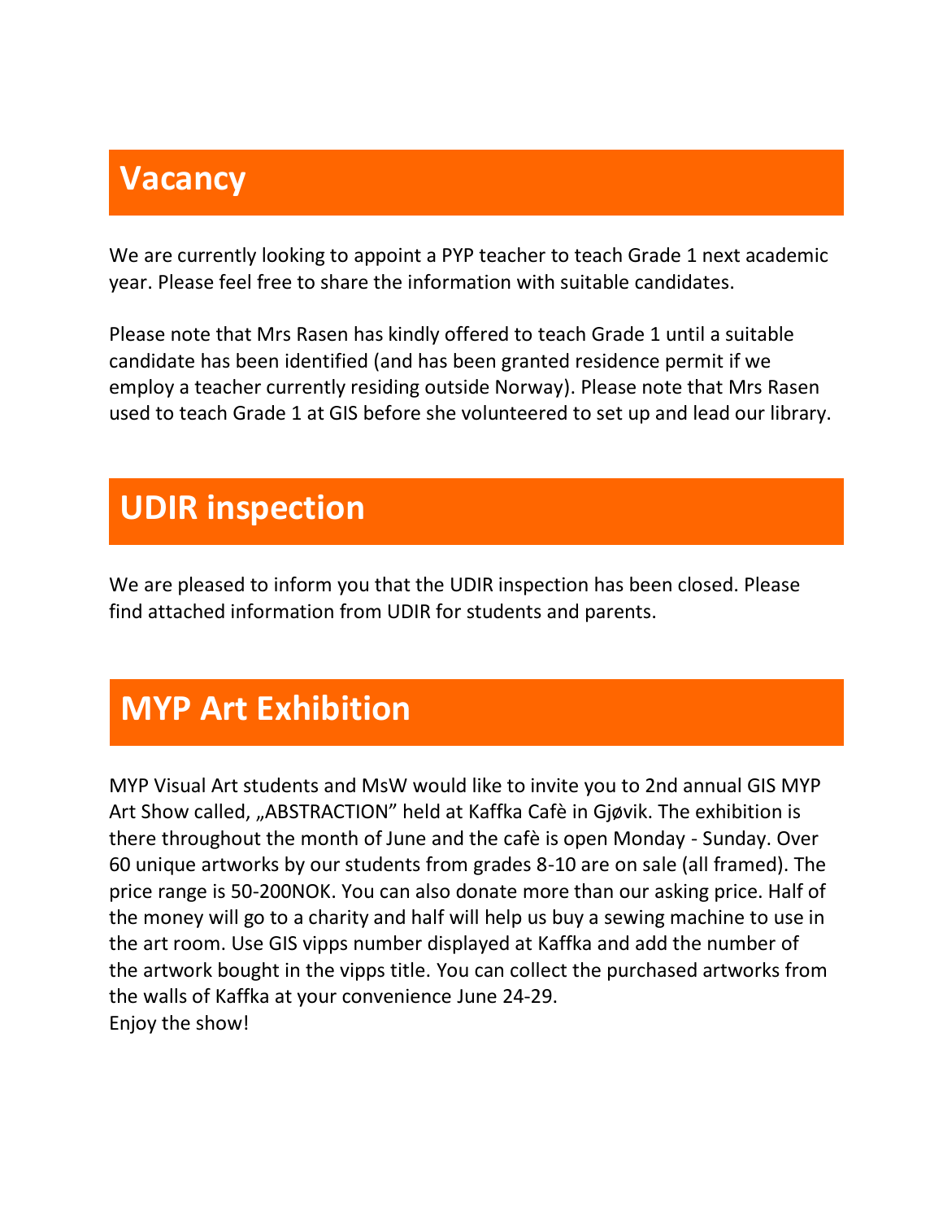## Vacancy

We are currently looking to appoint a PYP teacher to teach Grade 1 next academic year. Please feel free to share the information with suitable candidates.

Please note that Mrs Rasen has kindly offered to teach Grade 1 until a suitable candidate has been identified (and has been granted residence permit if we employ a teacher currently residing outside Norway). Please note that Mrs Rasen used to teach Grade 1 at GIS before she volunteered to set up and lead our library.

## UDIR inspection

We are pleased to inform you that the UDIR inspection has been closed. Please find attached information from UDIR for students and parents.

## MYP Art Exhibition

MYP Visual Art students and MsW would like to invite you to 2nd annual GIS MYP Art Show called, „ABSTRACTION" held at Kaffka Cafè in Gjøvik. The exhibition is there throughout the month of June and the cafè is open Monday - Sunday. Over 60 unique artworks by our students from grades 8-10 are on sale (all framed). The price range is 50-200NOK. You can also donate more than our asking price. Half of the money will go to a charity and half will help us buy a sewing machine to use in the art room. Use GIS vipps number displayed at Kaffka and add the number of the artwork bought in the vipps title. You can collect the purchased artworks from the walls of Kaffka at your convenience June 24-29.
Enjoy the show!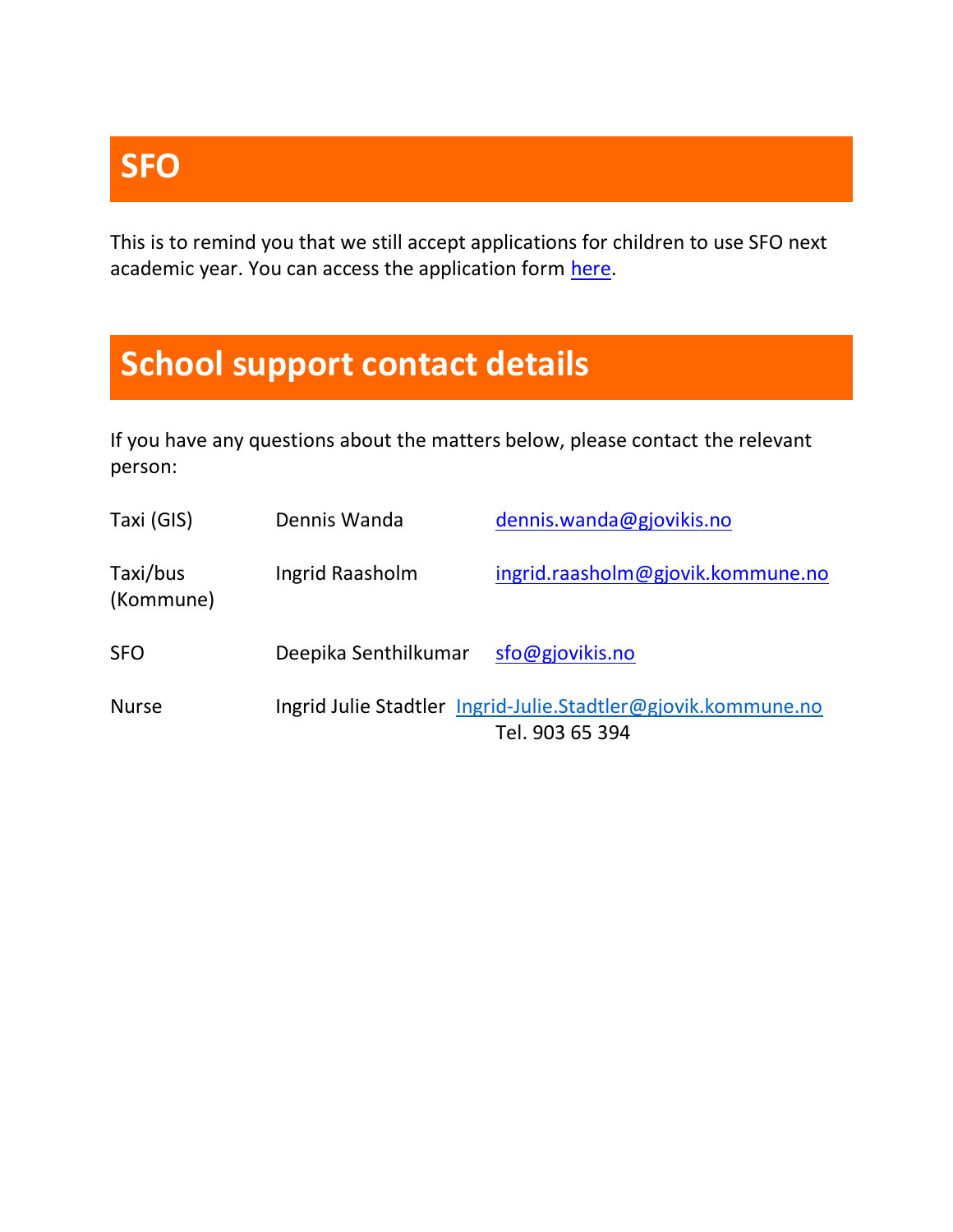## SFO

This is to remind you that we still accept applications for children to use SFO next academic year. You can access the application form here.

## School support contact details

If you have any questions about the matters below, please contact the relevant person:

| | | |
|---|---|---|
| Taxi (GIS) | Dennis Wanda | dennis.wanda@gjovikis.no |
| Taxi/bus (Kommune) | Ingrid Raasholm | ingrid.raasholm@gjovik.kommune.no |
| SFO | Deepika Senthilkumar | sfo@gjovikis.no |
| Nurse | Ingrid Julie Stadtler | Ingrid-Julie.Stadtler@gjovik.kommune.no<br>Tel. 903 65 394 |